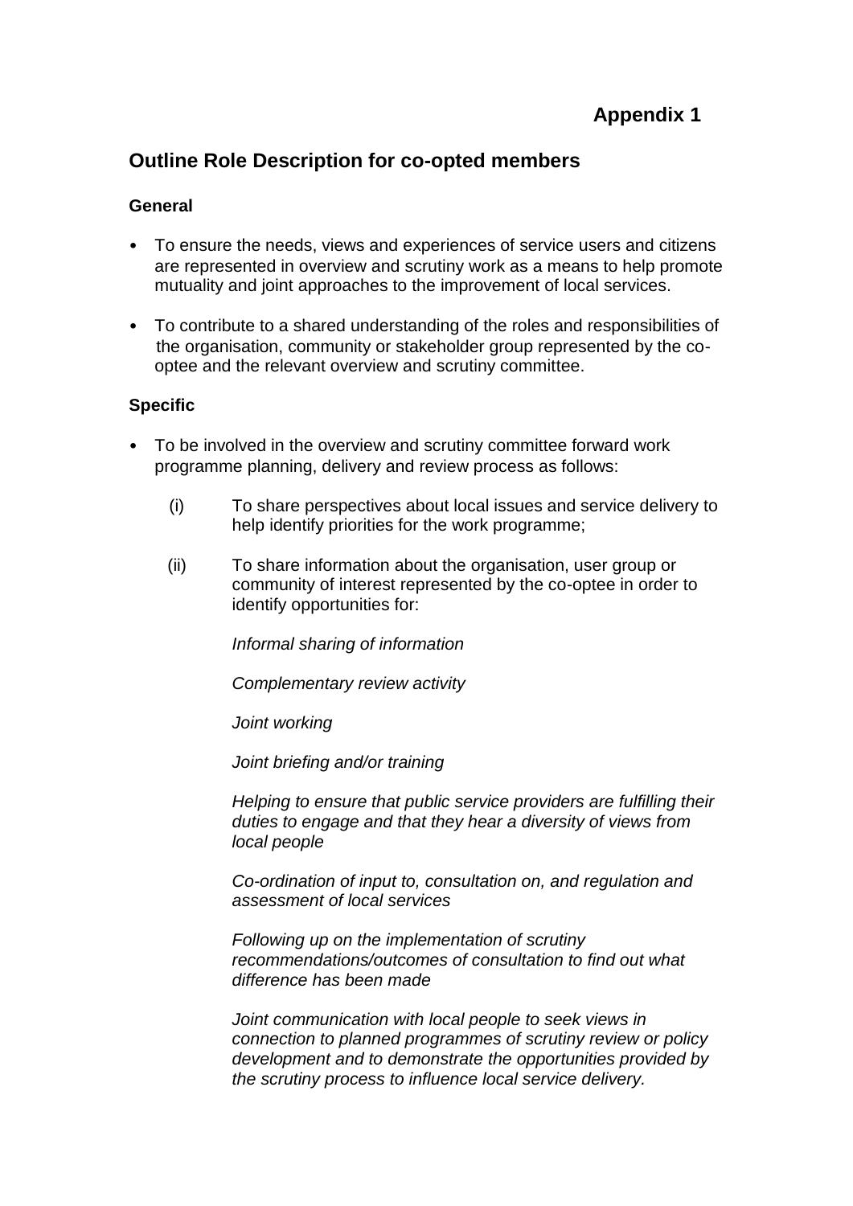**Appendix 1**

## Outline Role Description for co-opted members

### General

- To ensure the needs, views and experiences of service users and citizens are represented in overview and scrutiny work as a means to help promote mutuality and joint approaches to the improvement of local services.

- To contribute to a shared understanding of the roles and responsibilities of the organisation, community or stakeholder group represented by the co-optee and the relevant overview and scrutiny committee.

### Specific

- To be involved in the overview and scrutiny committee forward work programme planning, delivery and review process as follows:

  (i) To share perspectives about local issues and service delivery to help identify priorities for the work programme;

  (ii) To share information about the organisation, user group or community of interest represented by the co-optee in order to identify opportunities for:

  *Informal sharing of information*

  *Complementary review activity*

  *Joint working*

  *Joint briefing and/or training*

  *Helping to ensure that public service providers are fulfilling their duties to engage and that they hear a diversity of views from local people*

  *Co-ordination of input to, consultation on, and regulation and assessment of local services*

  *Following up on the implementation of scrutiny recommendations/outcomes of consultation to find out what difference has been made*

  *Joint communication with local people to seek views in connection to planned programmes of scrutiny review or policy development and to demonstrate the opportunities provided by the scrutiny process to influence local service delivery.*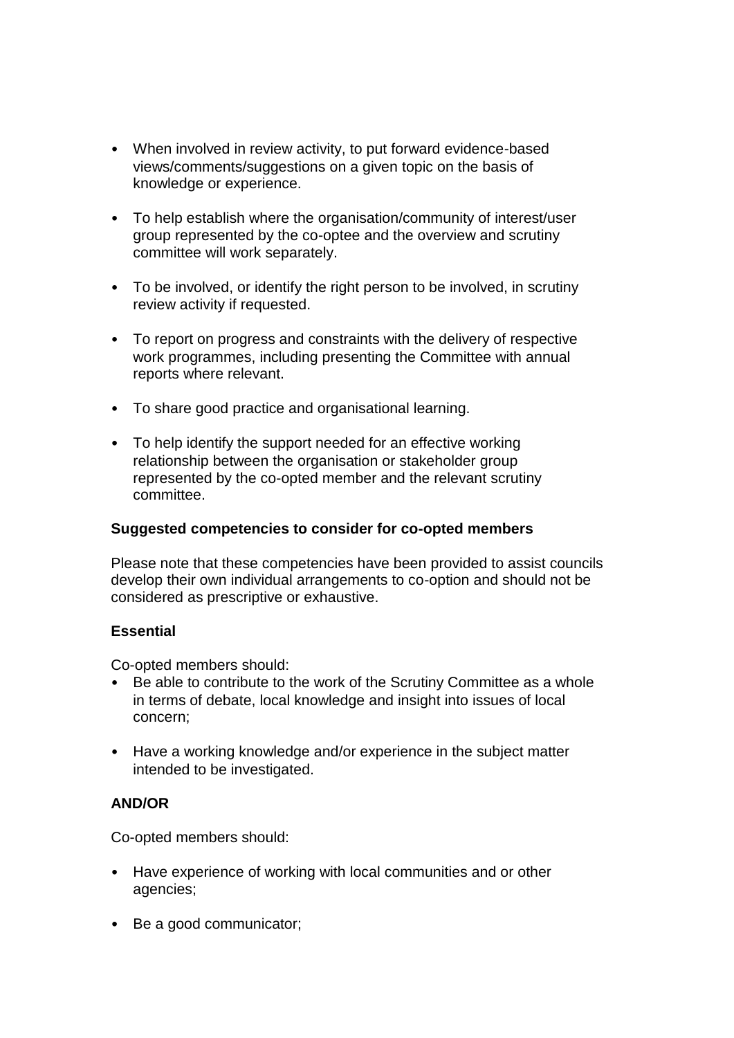- When involved in review activity, to put forward evidence-based views/comments/suggestions on a given topic on the basis of knowledge or experience.

- To help establish where the organisation/community of interest/user group represented by the co-optee and the overview and scrutiny committee will work separately.

- To be involved, or identify the right person to be involved, in scrutiny review activity if requested.

- To report on progress and constraints with the delivery of respective work programmes, including presenting the Committee with annual reports where relevant.

- To share good practice and organisational learning.

- To help identify the support needed for an effective working relationship between the organisation or stakeholder group represented by the co-opted member and the relevant scrutiny committee.

**Suggested competencies to consider for co-opted members**

Please note that these competencies have been provided to assist councils develop their own individual arrangements to co-option and should not be considered as prescriptive or exhaustive.

**Essential**

Co-opted members should:

- Be able to contribute to the work of the Scrutiny Committee as a whole in terms of debate, local knowledge and insight into issues of local concern;

- Have a working knowledge and/or experience in the subject matter intended to be investigated.

**AND/OR**

Co-opted members should:

- Have experience of working with local communities and or other agencies;

- Be a good communicator;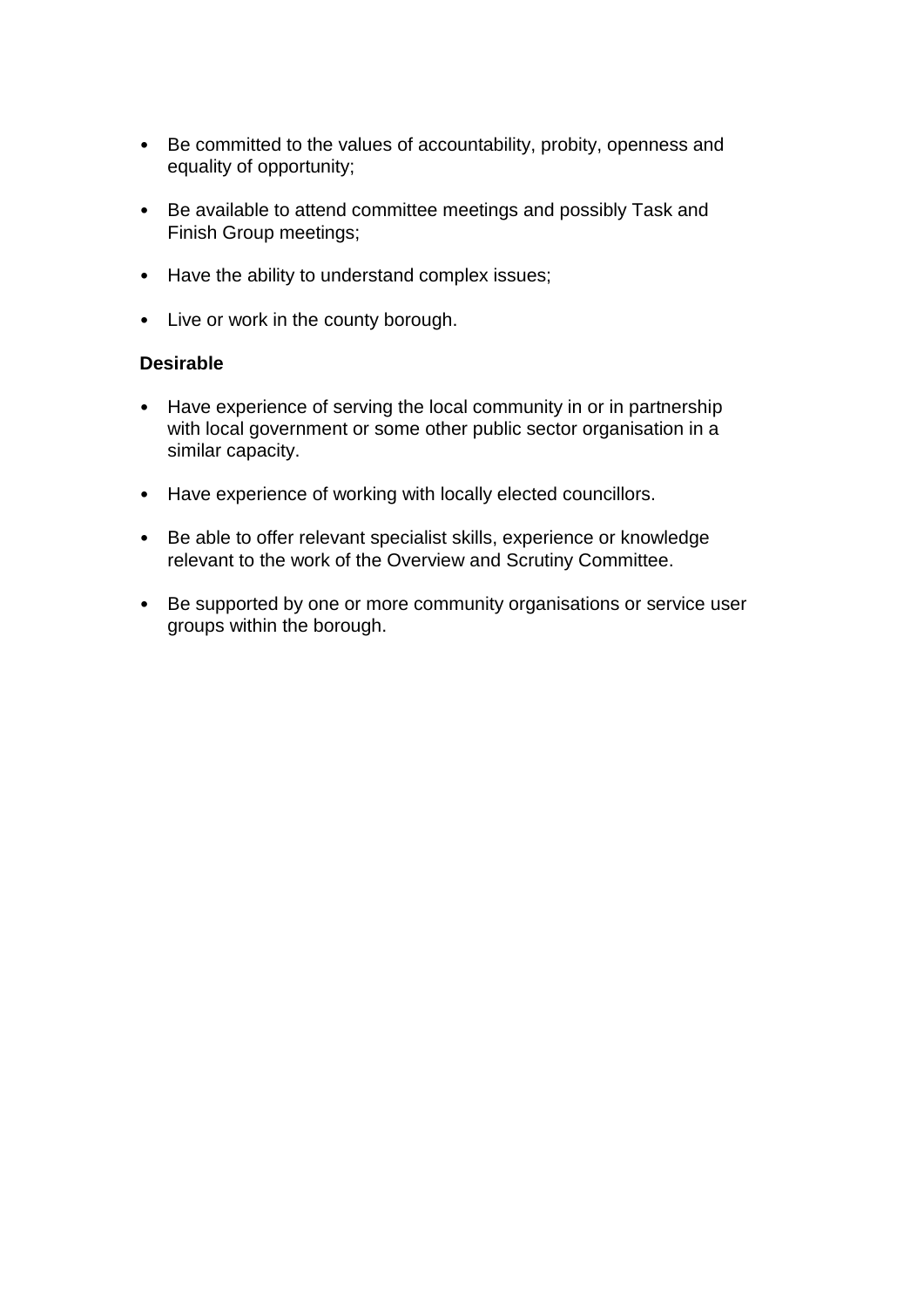- Be committed to the values of accountability, probity, openness and equality of opportunity;

- Be available to attend committee meetings and possibly Task and Finish Group meetings;

- Have the ability to understand complex issues;

- Live or work in the county borough.

**Desirable**

- Have experience of serving the local community in or in partnership with local government or some other public sector organisation in a similar capacity.

- Have experience of working with locally elected councillors.

- Be able to offer relevant specialist skills, experience or knowledge relevant to the work of the Overview and Scrutiny Committee.

- Be supported by one or more community organisations or service user groups within the borough.